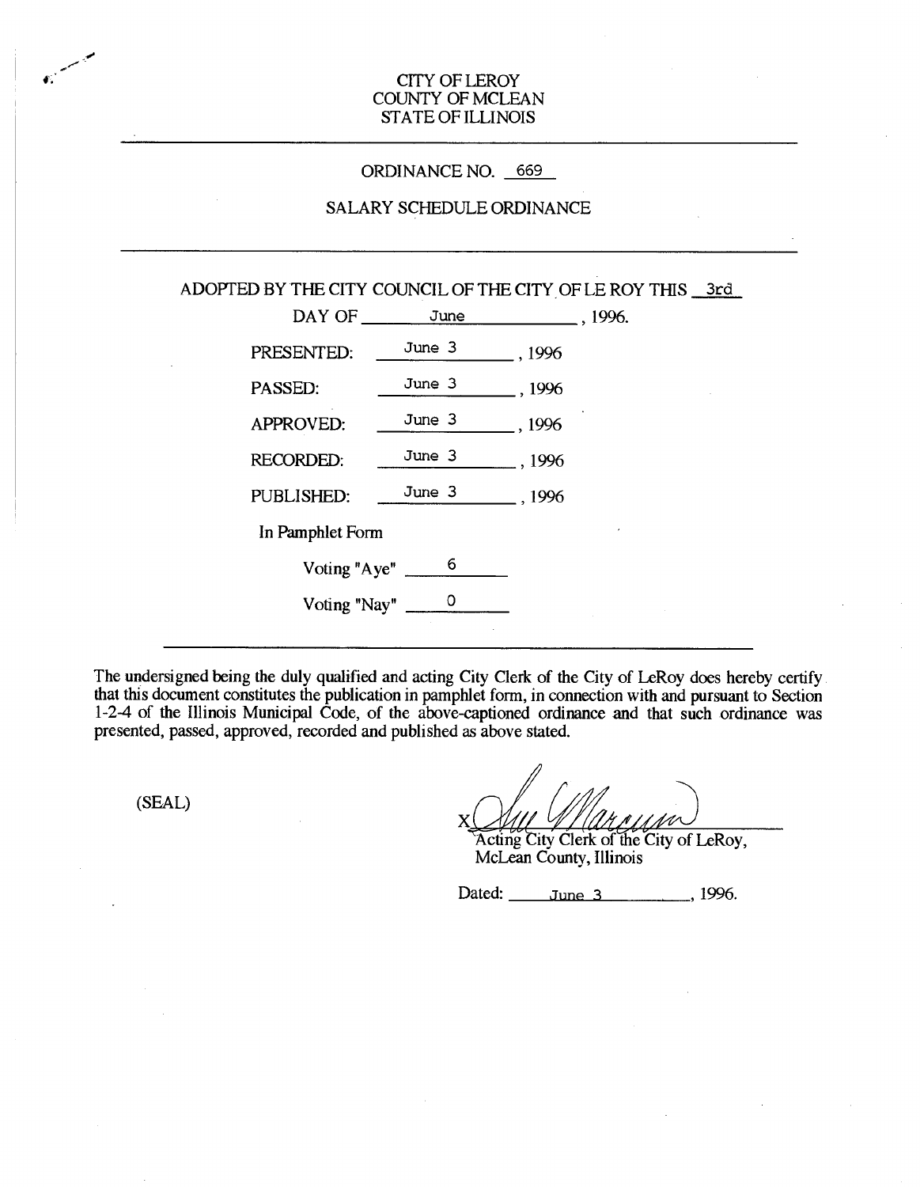CITY OF LEROY
COUNTY OF MCLEAN
STATE OF ILLINOIS

---

ORDINANCE NO. 669

SALARY SCHEDULE ORDINANCE

---

ADOPTED BY THE CITY COUNCIL OF THE CITY OF LE ROY THIS 3rd DAY OF June, 1996.

PRESENTED: June 3, 1996

PASSED: June 3, 1996

APPROVED: June 3, 1996

RECORDED: June 3, 1996

PUBLISHED: June 3, 1996

In Pamphlet Form

Voting "Aye" 6

Voting "Nay" 0

---

The undersigned being the duly qualified and acting City Clerk of the City of LeRoy does hereby certify that this document constitutes the publication in pamphlet form, in connection with and pursuant to Section 1-2-4 of the Illinois Municipal Code, of the above-captioned ordinance and that such ordinance was presented, passed, approved, recorded and published as above stated.

(SEAL)

X Sue Marcum
Acting City Clerk of the City of LeRoy, McLean County, Illinois

Dated: June 3, 1996.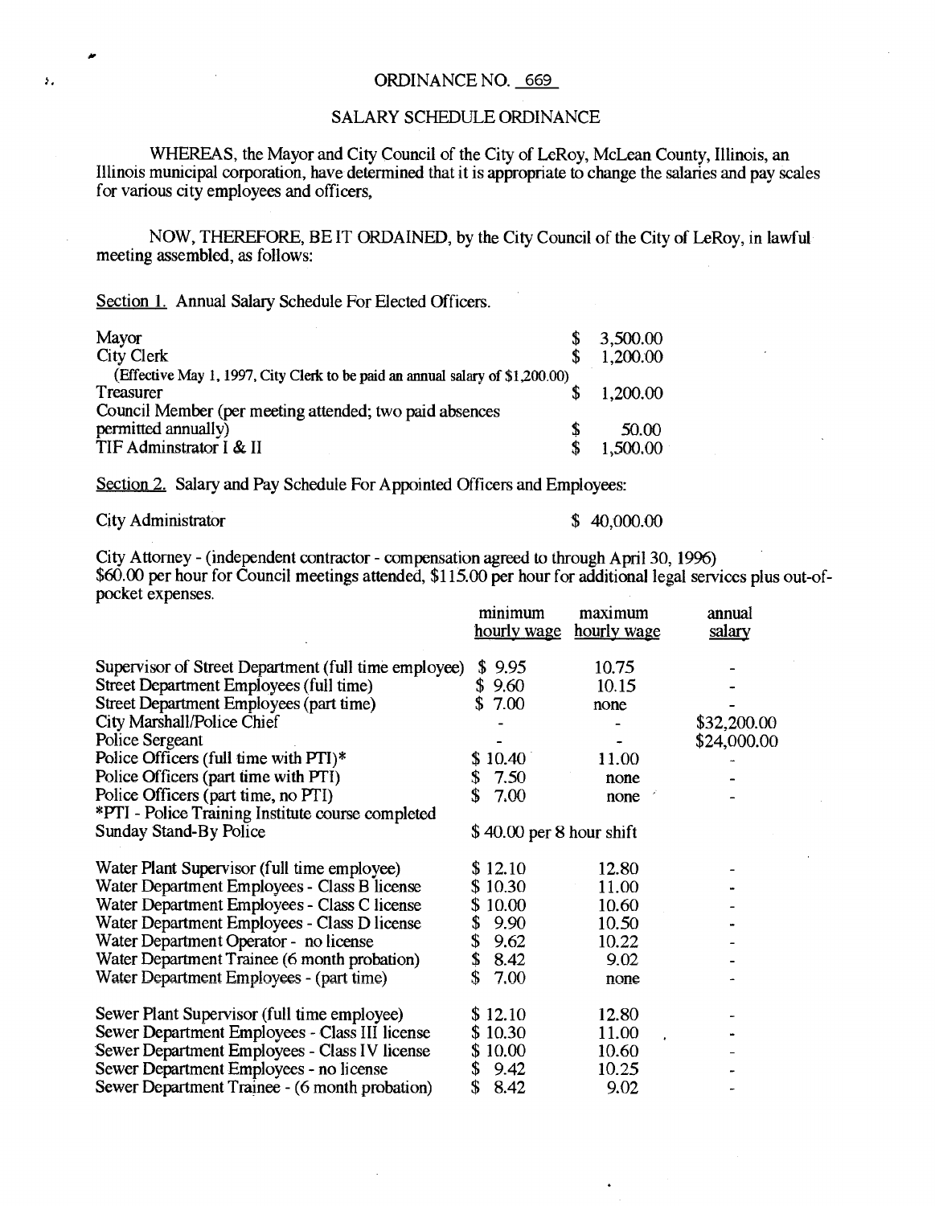# ORDINANCE NO. 669

## SALARY SCHEDULE ORDINANCE

WHEREAS, the Mayor and City Council of the City of LeRoy, McLean County, Illinois, an Illinois municipal corporation, have determined that it is appropriate to change the salaries and pay scales for various city employees and officers,

NOW, THEREFORE, BE IT ORDAINED, by the City Council of the City of LeRoy, in lawful meeting assembled, as follows:

Section 1. Annual Salary Schedule For Elected Officers.

| | |
|---|---|
| Mayor | $ 3,500.00 |
| City Clerk | $ 1,200.00 |
| (Effective May 1, 1997, City Clerk to be paid an annual salary of $1,200.00) | |
| Treasurer | $ 1,200.00 |
| Council Member (per meeting attended; two paid absences permitted annually) | $ 50.00 |
| TIF Adminstrator I & II | $ 1,500.00 |

Section 2. Salary and Pay Schedule For Appointed Officers and Employees:

City Administrator $ 40,000.00

City Attorney - (independent contractor - compensation agreed to through April 30, 1996) $60.00 per hour for Council meetings attended, $115.00 per hour for additional legal services plus out-of-pocket expenses.

| | minimum hourly wage | maximum hourly wage | annual salary |
|---|---|---|---|
| Supervisor of Street Department (full time employee) | $ 9.95 | 10.75 | - |
| Street Department Employees (full time) | $ 9.60 | 10.15 | - |
| Street Department Employees (part time) | $ 7.00 | none | - |
| City Marshall/Police Chief | - | - | $32,200.00 |
| Police Sergeant | - | - | $24,000.00 |
| Police Officers (full time with PTI)* | $ 10.40 | 11.00 | - |
| Police Officers (part time with PTI) | $ 7.50 | none | - |
| Police Officers (part time, no PTI) | $ 7.00 | none | - |
| *PTI - Police Training Institute course completed | | | |
| Sunday Stand-By Police | $ 40.00 per 8 hour shift | | |
| Water Plant Supervisor (full time employee) | $ 12.10 | 12.80 | - |
| Water Department Employees - Class B license | $ 10.30 | 11.00 | - |
| Water Department Employees - Class C license | $ 10.00 | 10.60 | - |
| Water Department Employees - Class D license | $ 9.90 | 10.50 | - |
| Water Department Operator - no license | $ 9.62 | 10.22 | - |
| Water Department Trainee (6 month probation) | $ 8.42 | 9.02 | - |
| Water Department Employees - (part time) | $ 7.00 | none | - |
| Sewer Plant Supervisor (full time employee) | $ 12.10 | 12.80 | - |
| Sewer Department Employees - Class III license | $ 10.30 | 11.00 | - |
| Sewer Department Employees - Class IV license | $ 10.00 | 10.60 | - |
| Sewer Department Employees - no license | $ 9.42 | 10.25 | - |
| Sewer Department Trainee - (6 month probation) | $ 8.42 | 9.02 | - |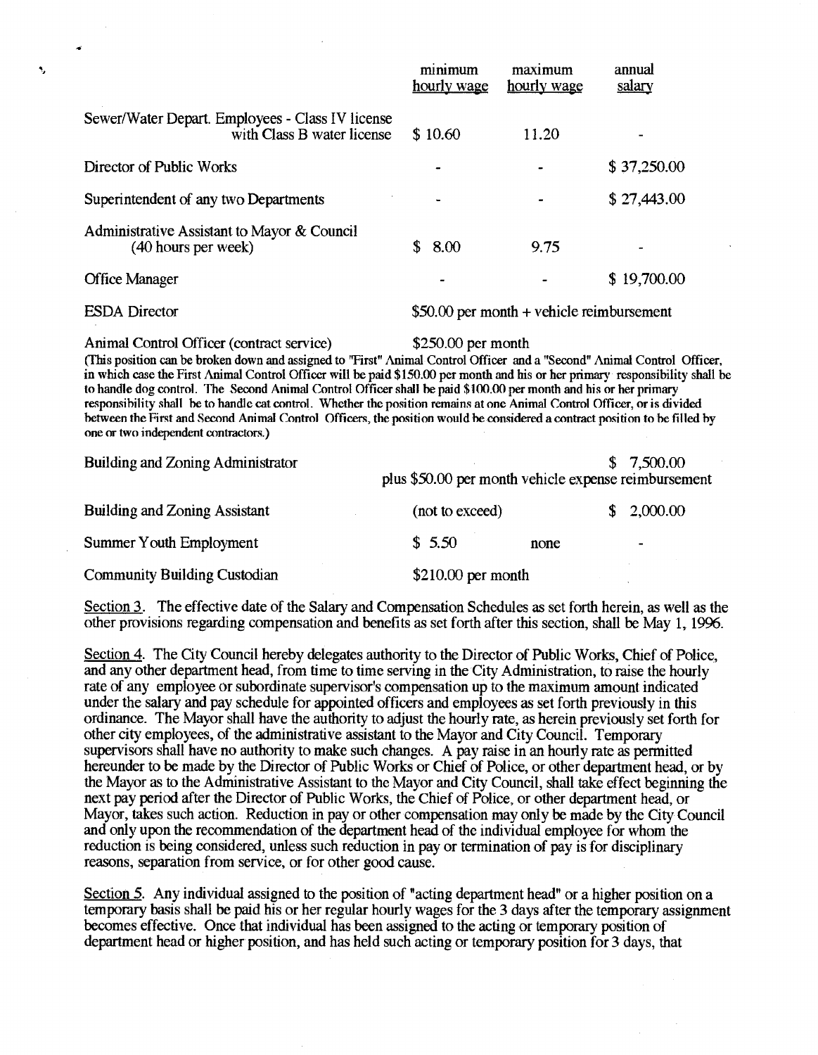| | minimum hourly wage | maximum hourly wage | annual salary |
|---|---|---|---|
| Sewer/Water Depart. Employees - Class IV license with Class B water license | $ 10.60 | 11.20 | - |
| Director of Public Works | - | - | $ 37,250.00 |
| Superintendent of any two Departments | - | - | $ 27,443.00 |
| Administrative Assistant to Mayor & Council (40 hours per week) | $ 8.00 | 9.75 | - |
| Office Manager | - | - | $ 19,700.00 |
| ESDA Director | $50.00 per month + vehicle reimbursement | | |

Animal Control Officer (contract service) $250.00 per month

(This position can be broken down and assigned to "First" Animal Control Officer and a "Second" Animal Control Officer, in which case the First Animal Control Officer will be paid $150.00 per month and his or her primary responsibility shall be to handle dog control. The Second Animal Control Officer shall be paid $100.00 per month and his or her primary responsibility shall be to handle cat control. Whether the position remains at one Animal Control Officer, or is divided between the First and Second Animal Control Officers, the position would be considered a contract position to be filled by one or two independent contractors.)

| | | | |
|---|---|---|---|
| Building and Zoning Administrator | plus $50.00 per month vehicle expense reimbursement | | $ 7,500.00 |
| Building and Zoning Assistant | (not to exceed) | | $ 2,000.00 |
| Summer Youth Employment | $ 5.50 | none | - |
| Community Building Custodian | $210.00 per month | | |

Section 3. The effective date of the Salary and Compensation Schedules as set forth herein, as well as the other provisions regarding compensation and benefits as set forth after this section, shall be May 1, 1996.

Section 4. The City Council hereby delegates authority to the Director of Public Works, Chief of Police, and any other department head, from time to time serving in the City Administration, to raise the hourly rate of any employee or subordinate supervisor's compensation up to the maximum amount indicated under the salary and pay schedule for appointed officers and employees as set forth previously in this ordinance. The Mayor shall have the authority to adjust the hourly rate, as herein previously set forth for other city employees, of the administrative assistant to the Mayor and City Council. Temporary supervisors shall have no authority to make such changes. A pay raise in an hourly rate as permitted hereunder to be made by the Director of Public Works or Chief of Police, or other department head, or by the Mayor as to the Administrative Assistant to the Mayor and City Council, shall take effect beginning the next pay period after the Director of Public Works, the Chief of Police, or other department head, or Mayor, takes such action. Reduction in pay or other compensation may only be made by the City Council and only upon the recommendation of the department head of the individual employee for whom the reduction is being considered, unless such reduction in pay or termination of pay is for disciplinary reasons, separation from service, or for other good cause.

Section 5. Any individual assigned to the position of "acting department head" or a higher position on a temporary basis shall be paid his or her regular hourly wages for the 3 days after the temporary assignment becomes effective. Once that individual has been assigned to the acting or temporary position of department head or higher position, and has held such acting or temporary position for 3 days, that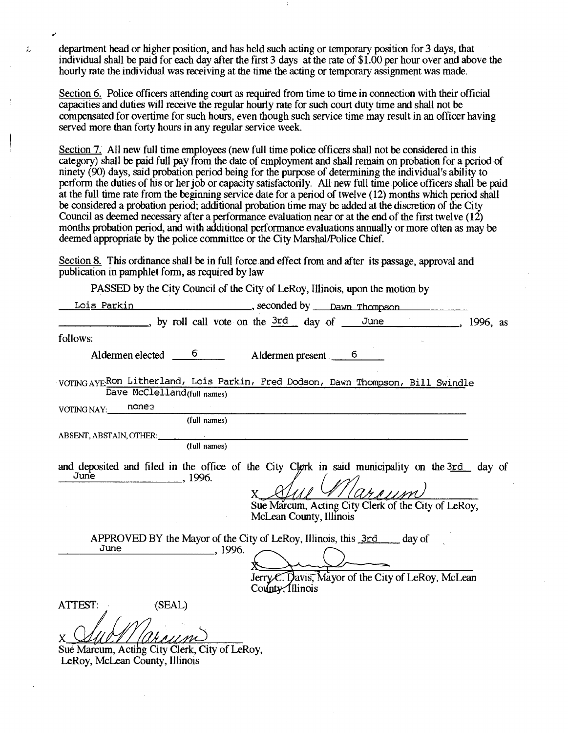department head or higher position, and has held such acting or temporary position for 3 days, that individual shall be paid for each day after the first 3 days at the rate of $1.00 per hour over and above the hourly rate the individual was receiving at the time the acting or temporary assignment was made.

Section 6. Police officers attending court as required from time to time in connection with their official capacities and duties will receive the regular hourly rate for such court duty time and shall not be compensated for overtime for such hours, even though such service time may result in an officer having served more than forty hours in any regular service week.

Section 7. All new full time employees (new full time police officers shall not be considered in this category) shall be paid full pay from the date of employment and shall remain on probation for a period of ninety (90) days, said probation period being for the purpose of determining the individual's ability to perform the duties of his or her job or capacity satisfactorily. All new full time police officers shall be paid at the full time rate from the beginning service date for a period of twelve (12) months which period shall be considered a probation period; additional probation time may be added at the discretion of the City Council as deemed necessary after a performance evaluation near or at the end of the first twelve (12) months probation period, and with additional performance evaluations annually or more often as may be deemed appropriate by the police committee or the City Marshal/Police Chief.

Section 8. This ordinance shall be in full force and effect from and after its passage, approval and publication in pamphlet form, as required by law

PASSED by the City Council of the City of LeRoy, Illinois, upon the motion by Lois Parkin, seconded by Dawn Thompson, by roll call vote on the 3rd day of June, 1996, as follows:

Aldermen elected 6 Aldermen present 6

VOTING AYE: Ron Litherland, Lois Parkin, Fred Dodson, Dawn Thompson, Bill Swindle Dave McClelland (full names)

VOTING NAY: none (full names)

ABSENT, ABSTAIN, OTHER: ______ (full names)

and deposited and filed in the office of the City Clerk in said municipality on the 3rd day of June, 1996.

X [signature]
Sue Marcum, Acting City Clerk of the City of LeRoy, McLean County, Illinois

APPROVED BY the Mayor of the City of LeRoy, Illinois, this 3rd day of June, 1996.

X [signature]
Jerry C. Davis, Mayor of the City of LeRoy, McLean County, Illinois

ATTEST: (SEAL)

X [signature]
Sue Marcum, Acting City Clerk, City of LeRoy, LeRoy, McLean County, Illinois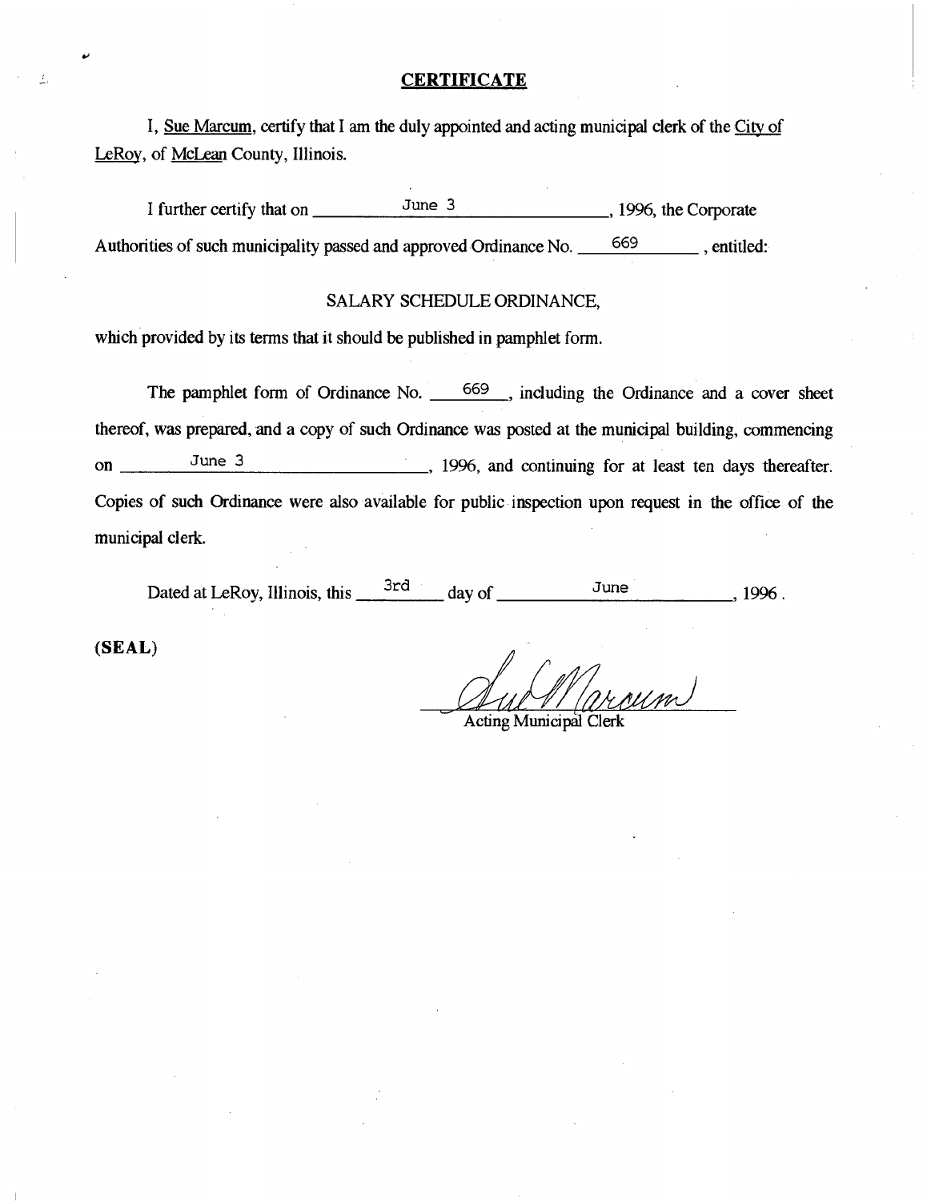# CERTIFICATE

I, Sue Marcum, certify that I am the duly appointed and acting municipal clerk of the City of LeRoy, of McLean County, Illinois.

I further certify that on June 3, 1996, the Corporate Authorities of such municipality passed and approved Ordinance No. 669, entitled:

SALARY SCHEDULE ORDINANCE,

which provided by its terms that it should be published in pamphlet form.

The pamphlet form of Ordinance No. 669, including the Ordinance and a cover sheet thereof, was prepared, and a copy of such Ordinance was posted at the municipal building, commencing on June 3, 1996, and continuing for at least ten days thereafter. Copies of such Ordinance were also available for public inspection upon request in the office of the municipal clerk.

Dated at LeRoy, Illinois, this 3rd day of June, 1996.

**(SEAL)**

Sue Marcum

Acting Municipal Clerk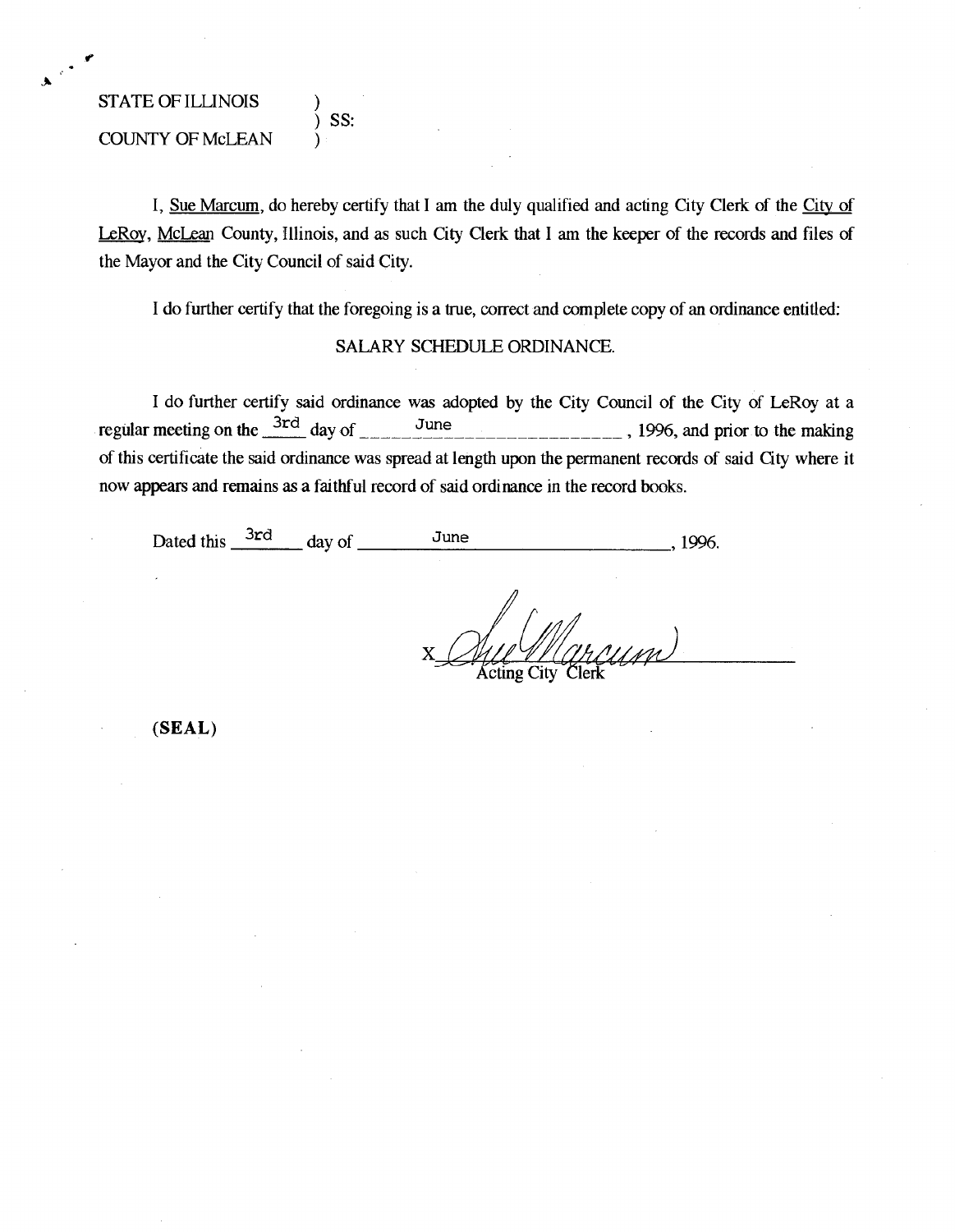STATE OF ILLINOIS )
) SS:
COUNTY OF McLEAN )

I, Sue Marcum, do hereby certify that I am the duly qualified and acting City Clerk of the City of LeRoy, McLean County, Illinois, and as such City Clerk that I am the keeper of the records and files of the Mayor and the City Council of said City.

I do further certify that the foregoing is a true, correct and complete copy of an ordinance entitled:

SALARY SCHEDULE ORDINANCE.

I do further certify said ordinance was adopted by the City Council of the City of LeRoy at a regular meeting on the 3rd day of June, 1996, and prior to the making of this certificate the said ordinance was spread at length upon the permanent records of said City where it now appears and remains as a faithful record of said ordinance in the record books.

Dated this 3rd day of June, 1996.

X Sue Marcum
Acting City Clerk

**(SEAL)**